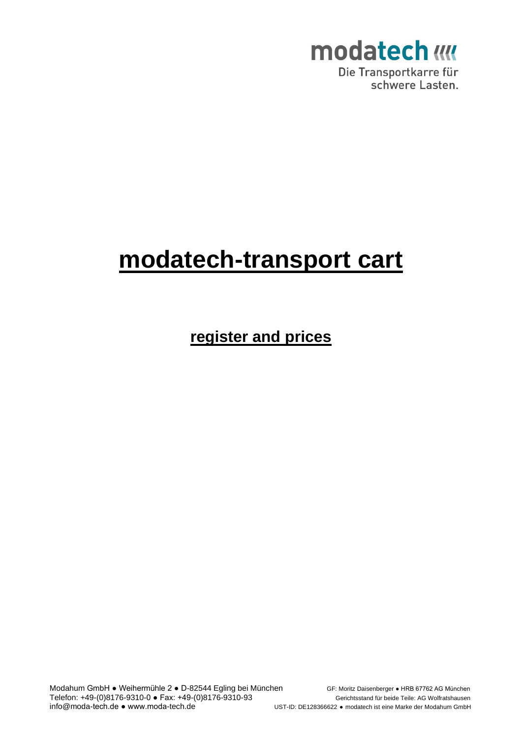modatech

Die Transportkarre für schwere Lasten.

# modatech-transport cart

## register and prices

Modahum GmbH ● Weihermühle 2 ● D-82544 Egling bei München
Telefon: +49-(0)8176-9310-0 ● Fax: +49-(0)8176-9310-93
info@moda-tech.de ● www.moda-tech.de

GF: Moritz Daisenberger ● HRB 67762 AG München
Gerichtsstand für beide Teile: AG Wolfratshausen
UST-ID: DE128366622 ● modatech ist eine Marke der Modahum GmbH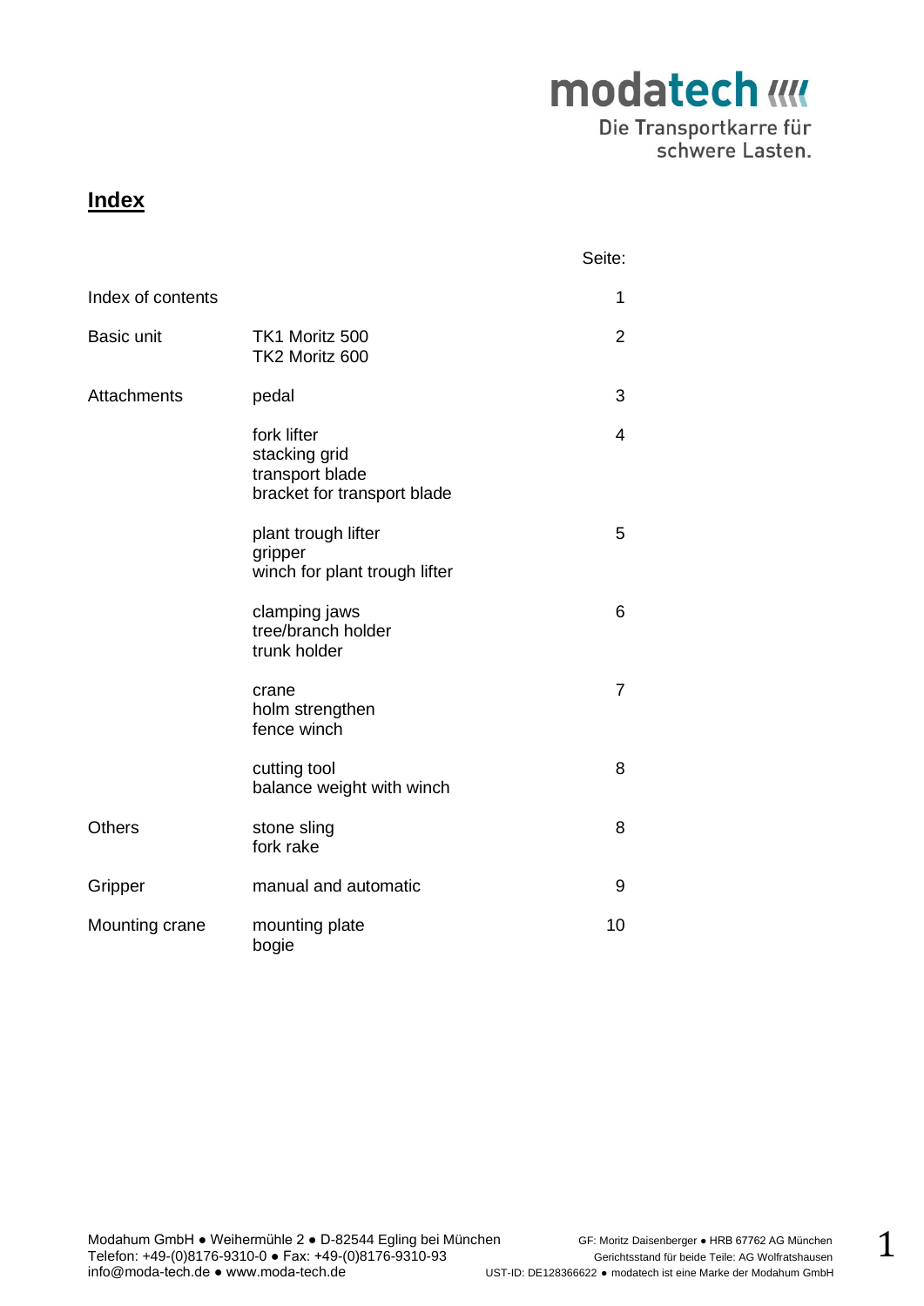modatech

Die Transportkarre für schwere Lasten.

# Index

| | | Seite: |
|---|---|---|
| Index of contents | | 1 |
| Basic unit | TK1 Moritz 500<br>TK2 Moritz 600 | 2 |
| Attachments | pedal | 3 |
| | fork lifter<br>stacking grid<br>transport blade<br>bracket for transport blade | 4 |
| | plant trough lifter<br>gripper<br>winch for plant trough lifter | 5 |
| | clamping jaws<br>tree/branch holder<br>trunk holder | 6 |
| | crane<br>holm strengthen<br>fence winch | 7 |
| | cutting tool<br>balance weight with winch | 8 |
| Others | stone sling<br>fork rake | 8 |
| Gripper | manual and automatic | 9 |
| Mounting crane | mounting plate<br>bogie | 10 |

Modahum GmbH ● Weihermühle 2 ● D-82544 Egling bei München
Telefon: +49-(0)8176-9310-0 ● Fax: +49-(0)8176-9310-93
info@moda-tech.de ● www.moda-tech.de

GF: Moritz Daisenberger ● HRB 67762 AG München
Gerichtsstand für beide Teile: AG Wolfratshausen
UST-ID: DE128366622 ● modatech ist eine Marke der Modahum GmbH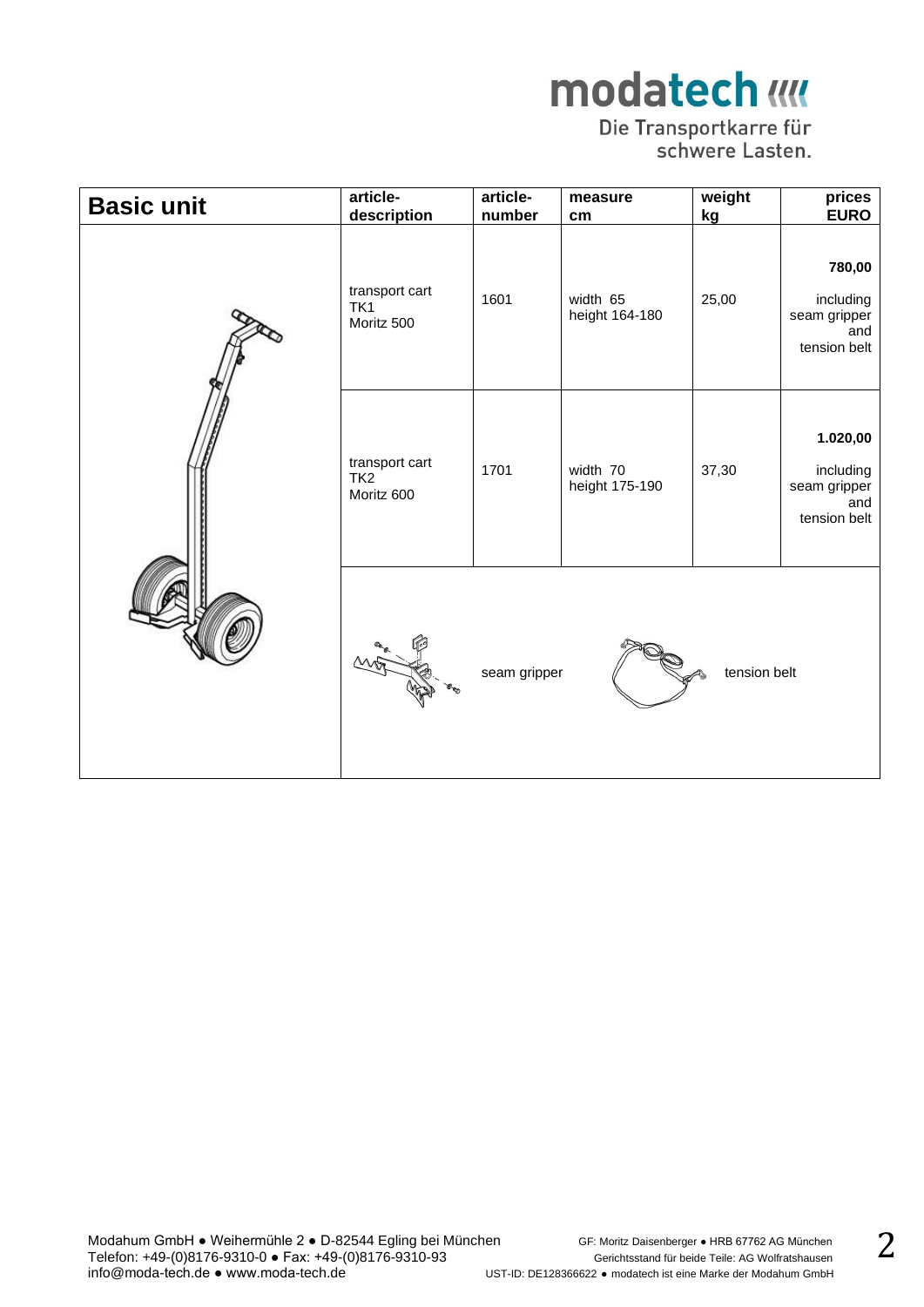modatech

Die Transportkarre für schwere Lasten.

| Basic unit | article-description | article-number | measure cm | weight kg | prices EURO |
|---|---|---|---|---|---|
| | transport cart TK1 Moritz 500 | 1601 | width 65 height 164-180 | 25,00 | **780,00** including seam gripper and tension belt |
| | transport cart TK2 Moritz 600 | 1701 | width 70 height 175-190 | 37,30 | **1.020,00** including seam gripper and tension belt |
| | seam gripper | | tension belt | | |

Modahum GmbH ● Weihermühle 2 ● D-82544 Egling bei München
Telefon: +49-(0)8176-9310-0 ● Fax: +49-(0)8176-9310-93
info@moda-tech.de ● www.moda-tech.de

GF: Moritz Daisenberger ● HRB 67762 AG München
Gerichtsstand für beide Teile: AG Wolfratshausen
UST-ID: DE128366622 ● modatech ist eine Marke der Modahum GmbH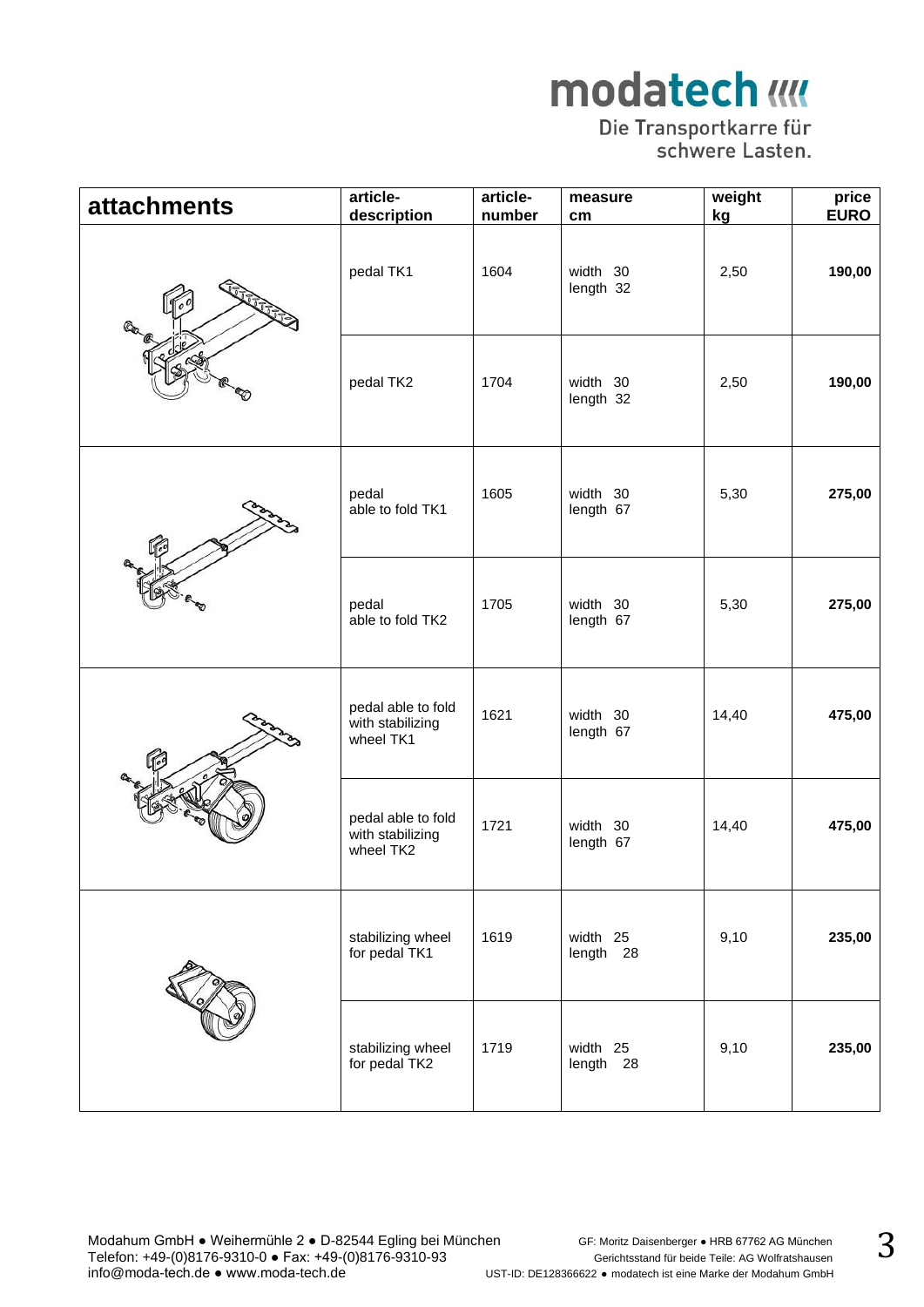**modatech**

Die Transportkarre für schwere Lasten.

| attachments | article-description | article-number | measure cm | weight kg | price EURO |
|---|---|---|---|---|---|
| | pedal TK1 | 1604 | width 30<br>length 32 | 2,50 | **190,00** |
| | pedal TK2 | 1704 | width 30<br>length 32 | 2,50 | **190,00** |
| | pedal able to fold TK1 | 1605 | width 30<br>length 67 | 5,30 | **275,00** |
| | pedal able to fold TK2 | 1705 | width 30<br>length 67 | 5,30 | **275,00** |
| | pedal able to fold with stabilizing wheel TK1 | 1621 | width 30<br>length 67 | 14,40 | **475,00** |
| | pedal able to fold with stabilizing wheel TK2 | 1721 | width 30<br>length 67 | 14,40 | **475,00** |
| | stabilizing wheel for pedal TK1 | 1619 | width 25<br>length 28 | 9,10 | **235,00** |
| | stabilizing wheel for pedal TK2 | 1719 | width 25<br>length 28 | 9,10 | **235,00** |

Modahum GmbH ● Weihermühle 2 ● D-82544 Egling bei München
Telefon: +49-(0)8176-9310-0 ● Fax: +49-(0)8176-9310-93
info@moda-tech.de ● www.moda-tech.de

GF: Moritz Daisenberger ● HRB 67762 AG München
Gerichtsstand für beide Teile: AG Wolfratshausen
UST-ID: DE128366622 ● modatech ist eine Marke der Modahum GmbH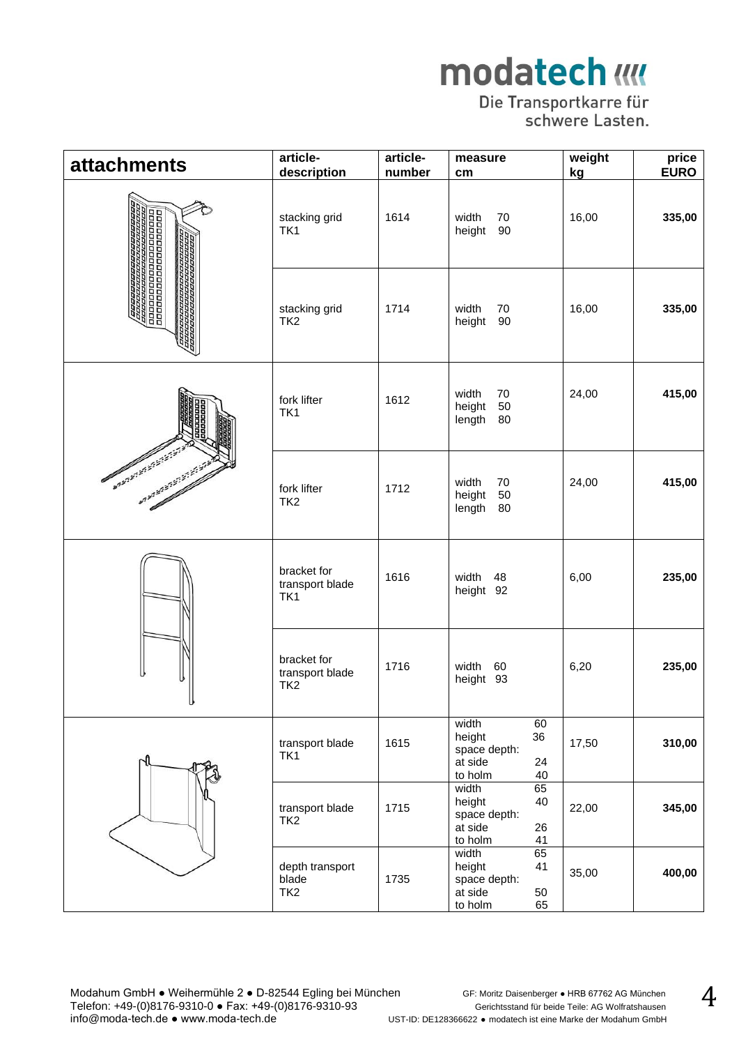modatech

Die Transportkarre für schwere Lasten.

| attachments | article-description | article-number | measure cm | weight kg | price EURO |
|---|---|---|---|---|---|
| | stacking grid TK1 | 1614 | width 70<br>height 90 | 16,00 | **335,00** |
| | stacking grid TK2 | 1714 | width 70<br>height 90 | 16,00 | **335,00** |
| | fork lifter TK1 | 1612 | width 70<br>height 50<br>length 80 | 24,00 | **415,00** |
| | fork lifter TK2 | 1712 | width 70<br>height 50<br>length 80 | 24,00 | **415,00** |
| | bracket for transport blade TK1 | 1616 | width 48<br>height 92 | 6,00 | **235,00** |
| | bracket for transport blade TK2 | 1716 | width 60<br>height 93 | 6,20 | **235,00** |
| | transport blade TK1 | 1615 | width 60<br>height 36<br>space depth:<br>at side 24<br>to holm 40 | 17,50 | **310,00** |
| | transport blade TK2 | 1715 | width 65<br>height 40<br>space depth:<br>at side 26<br>to holm 41 | 22,00 | **345,00** |
| | depth transport blade TK2 | 1735 | width 65<br>height 41<br>space depth:<br>at side 50<br>to holm 65 | 35,00 | **400,00** |

Modahum GmbH ● Weihermühle 2 ● D-82544 Egling bei München
Telefon: +49-(0)8176-9310-0 ● Fax: +49-(0)8176-9310-93
info@moda-tech.de ● www.moda-tech.de

GF: Moritz Daisenberger ● HRB 67762 AG München
Gerichtsstand für beide Teile: AG Wolfratshausen
UST-ID: DE128366622 ● modatech ist eine Marke der Modahum GmbH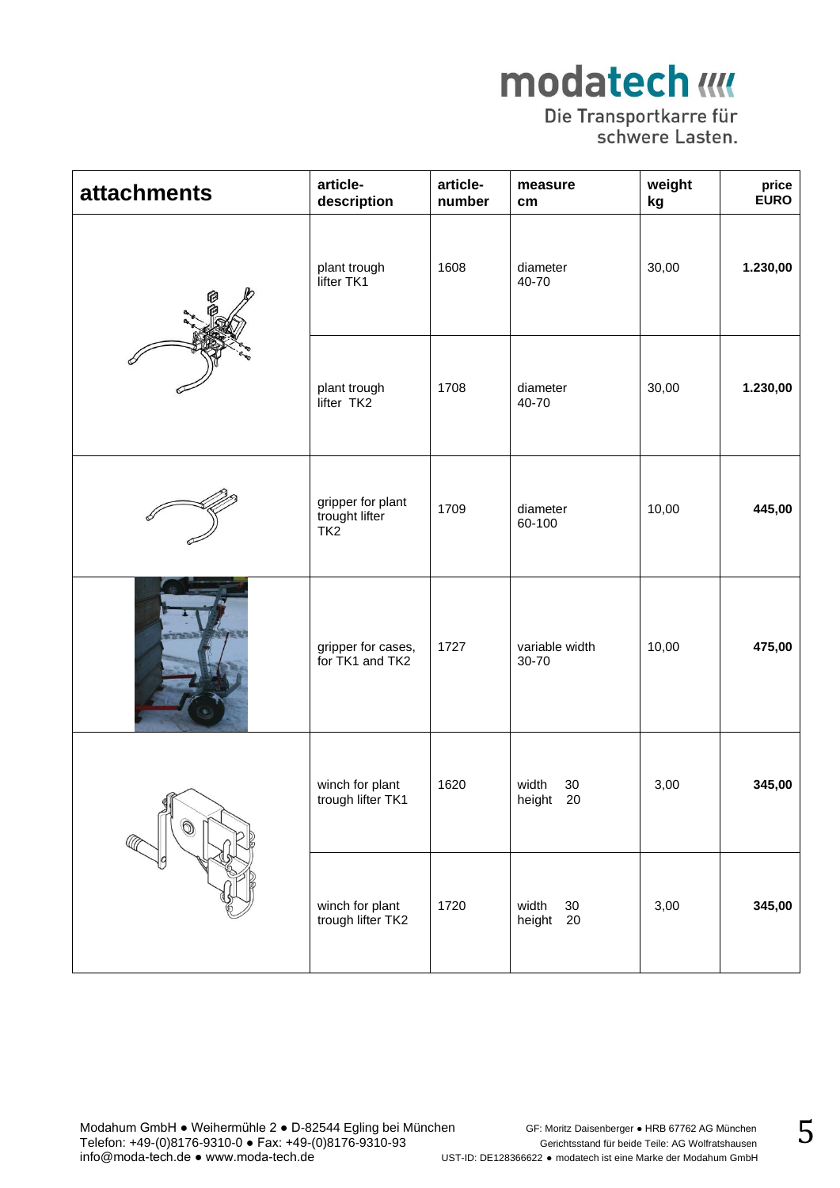| attachments | article-description | article-number | measure cm | weight kg | price EURO |
|---|---|---|---|---|---|
| | plant trough lifter TK1 | 1608 | diameter 40-70 | 30,00 | **1.230,00** |
| | plant trough lifter TK2 | 1708 | diameter 40-70 | 30,00 | **1.230,00** |
| | gripper for plant trought lifter TK2 | 1709 | diameter 60-100 | 10,00 | **445,00** |
| | gripper for cases, for TK1 and TK2 | 1727 | variable width 30-70 | 10,00 | **475,00** |
| | winch for plant trough lifter TK1 | 1620 | width 30 height 20 | 3,00 | **345,00** |
| | winch for plant trough lifter TK2 | 1720 | width 30 height 20 | 3,00 | **345,00** |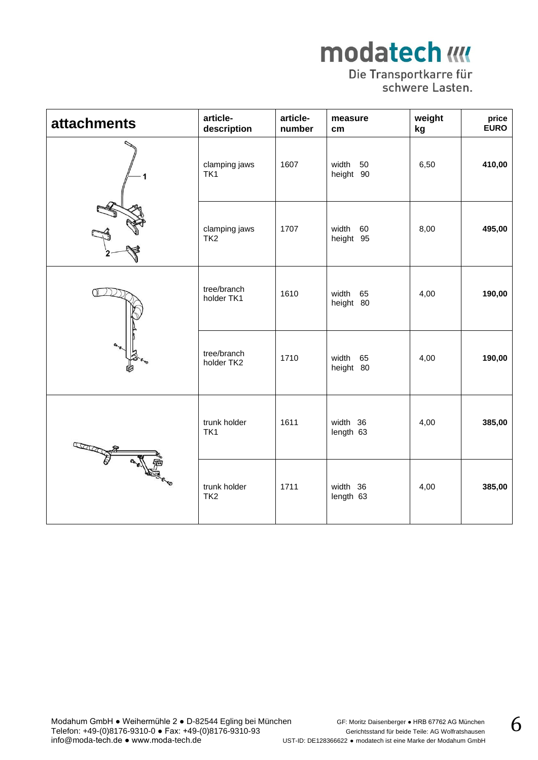**modatech**

Die Transportkarre für schwere Lasten.

| attachments | article-description | article-number | measure cm | weight kg | price EURO |
|---|---|---|---|---|---|
| | clamping jaws TK1 | 1607 | width 50 height 90 | 6,50 | **410,00** |
| | clamping jaws TK2 | 1707 | width 60 height 95 | 8,00 | **495,00** |
| | tree/branch holder TK1 | 1610 | width 65 height 80 | 4,00 | **190,00** |
| | tree/branch holder TK2 | 1710 | width 65 height 80 | 4,00 | **190,00** |
| | trunk holder TK1 | 1611 | width 36 length 63 | 4,00 | **385,00** |
| | trunk holder TK2 | 1711 | width 36 length 63 | 4,00 | **385,00** |

Modahum GmbH ● Weihermühle 2 ● D-82544 Egling bei München
Telefon: +49-(0)8176-9310-0 ● Fax: +49-(0)8176-9310-93
info@moda-tech.de ● www.moda-tech.de

GF: Moritz Daisenberger ● HRB 67762 AG München
Gerichtsstand für beide Teile: AG Wolfratshausen
UST-ID: DE128366622 ● modatech ist eine Marke der Modahum GmbH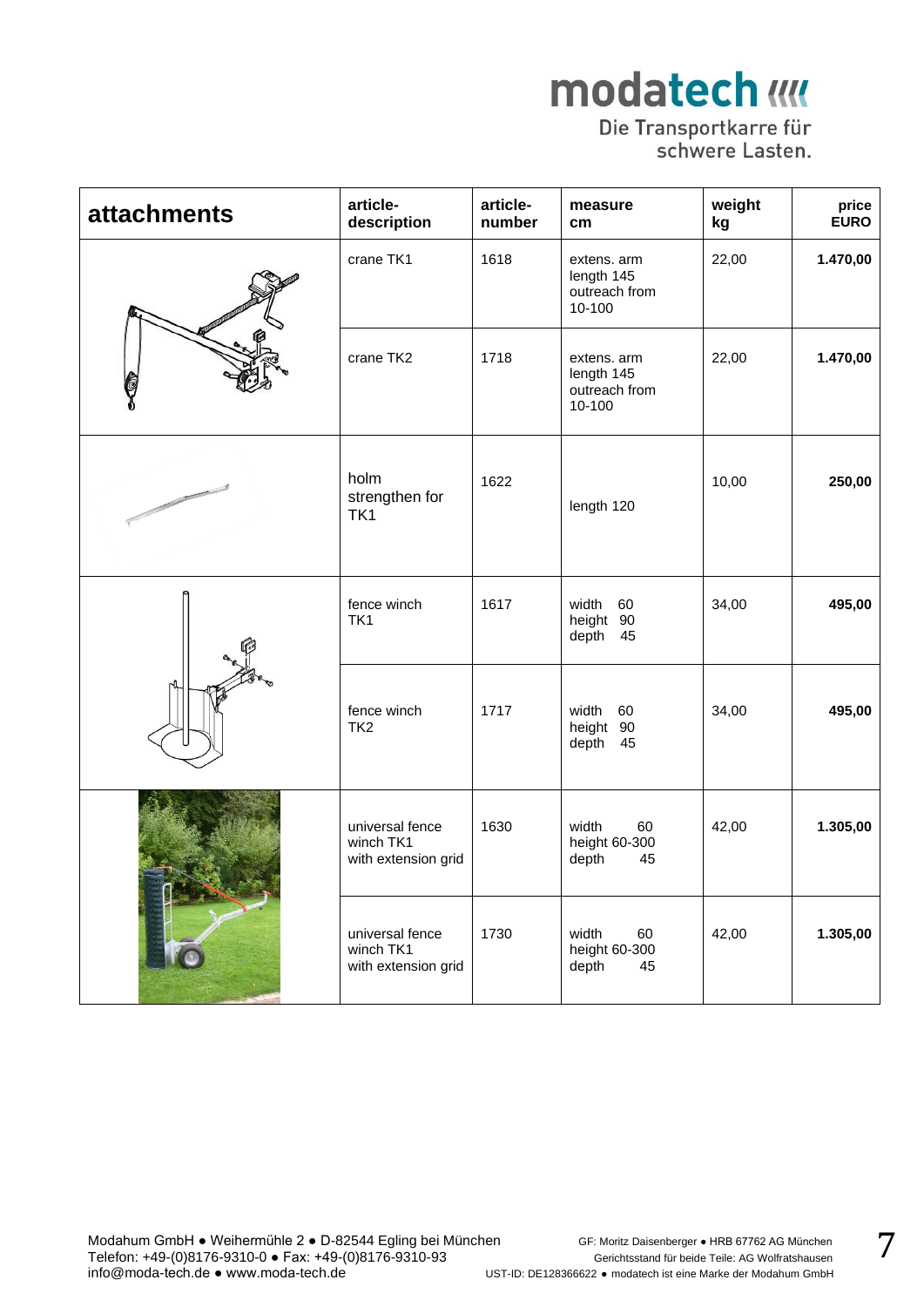modatech

Die Transportkarre für schwere Lasten.

| attachments | article-description | article-number | measure cm | weight kg | price EURO |
|---|---|---|---|---|---|
| | crane TK1 | 1618 | extens. arm length 145 outreach from 10-100 | 22,00 | **1.470,00** |
| | crane TK2 | 1718 | extens. arm length 145 outreach from 10-100 | 22,00 | **1.470,00** |
| | holm strengthen for TK1 | 1622 | length 120 | 10,00 | **250,00** |
| | fence winch TK1 | 1617 | width 60 height 90 depth 45 | 34,00 | **495,00** |
| | fence winch TK2 | 1717 | width 60 height 90 depth 45 | 34,00 | **495,00** |
| | universal fence winch TK1 with extension grid | 1630 | width 60 height 60-300 depth 45 | 42,00 | **1.305,00** |
| | universal fence winch TK1 with extension grid | 1730 | width 60 height 60-300 depth 45 | 42,00 | **1.305,00** |

Modahum GmbH ● Weihermühle 2 ● D-82544 Egling bei München
Telefon: +49-(0)8176-9310-0 ● Fax: +49-(0)8176-9310-93
info@moda-tech.de ● www.moda-tech.de

GF: Moritz Daisenberger ● HRB 67762 AG München
Gerichtsstand für beide Teile: AG Wolfratshausen
UST-ID: DE128366622 ● modatech ist eine Marke der Modahum GmbH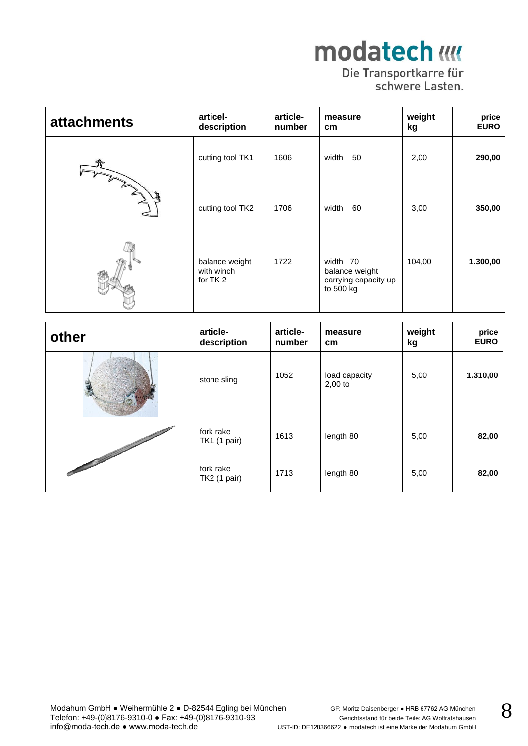modatech

Die Transportkarre für schwere Lasten.

| attachments | articel-description | article-number | measure cm | weight kg | price EURO |
|---|---|---|---|---|---|
| | cutting tool TK1 | 1606 | width 50 | 2,00 | **290,00** |
| | cutting tool TK2 | 1706 | width 60 | 3,00 | **350,00** |
| | balance weight with winch for TK 2 | 1722 | width 70 balance weight carrying capacity up to 500 kg | 104,00 | **1.300,00** |

| other | article-description | article-number | measure cm | weight kg | price EURO |
|---|---|---|---|---|---|
| | stone sling | 1052 | load capacity 2,00 to | 5,00 | **1.310,00** |
| | fork rake TK1 (1 pair) | 1613 | length 80 | 5,00 | **82,00** |
| | fork rake TK2 (1 pair) | 1713 | length 80 | 5,00 | **82,00** |

Modahum GmbH ● Weihermühle 2 ● D-82544 Egling bei München
Telefon: +49-(0)8176-9310-0 ● Fax: +49-(0)8176-9310-93
info@moda-tech.de ● www.moda-tech.de

GF: Moritz Daisenberger ● HRB 67762 AG München
Gerichtsstand für beide Teile: AG Wolfratshausen
UST-ID: DE128366622 ● modatech ist eine Marke der Modahum GmbH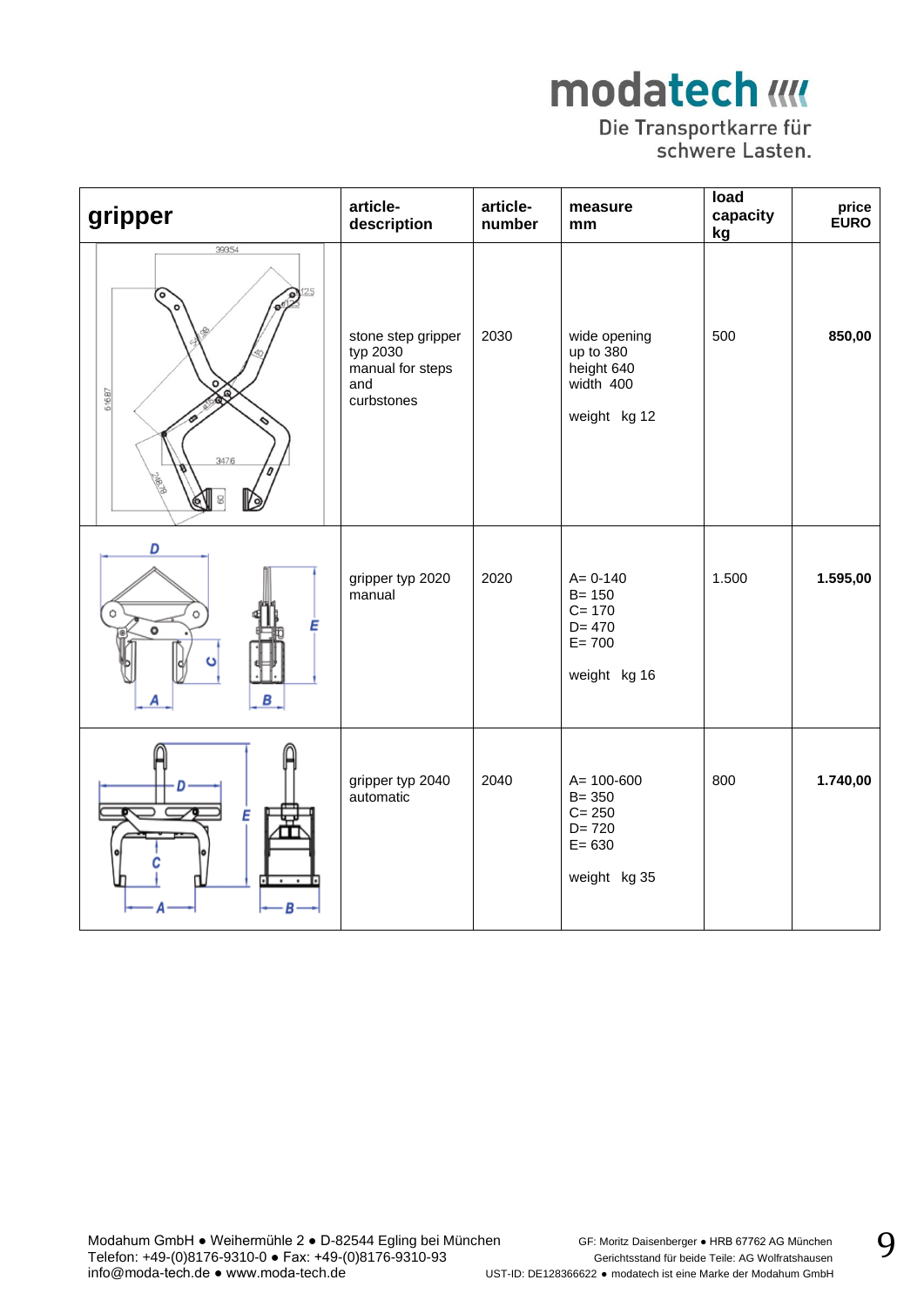modatech
Die Transportkarre für schwere Lasten.

| gripper | article-description | article-number | measure mm | load capacity kg | price EURO |
|---|---|---|---|---|---|
| | stone step gripper typ 2030 manual for steps and curbstones | 2030 | wide opening up to 380<br>height 640<br>width 400<br><br>weight kg 12 | 500 | **850,00** |
| | gripper typ 2020 manual | 2020 | A= 0-140<br>B= 150<br>C= 170<br>D= 470<br>E= 700<br><br>weight kg 16 | 1.500 | **1.595,00** |
| | gripper typ 2040 automatic | 2040 | A= 100-600<br>B= 350<br>C= 250<br>D= 720<br>E= 630<br><br>weight kg 35 | 800 | **1.740,00** |

Modahum GmbH ● Weihermühle 2 ● D-82544 Egling bei München
Telefon: +49-(0)8176-9310-0 ● Fax: +49-(0)8176-9310-93
info@moda-tech.de ● www.moda-tech.de

GF: Moritz Daisenberger ● HRB 67762 AG München
Gerichtsstand für beide Teile: AG Wolfratshausen
UST-ID: DE128366622 ● modatech ist eine Marke der Modahum GmbH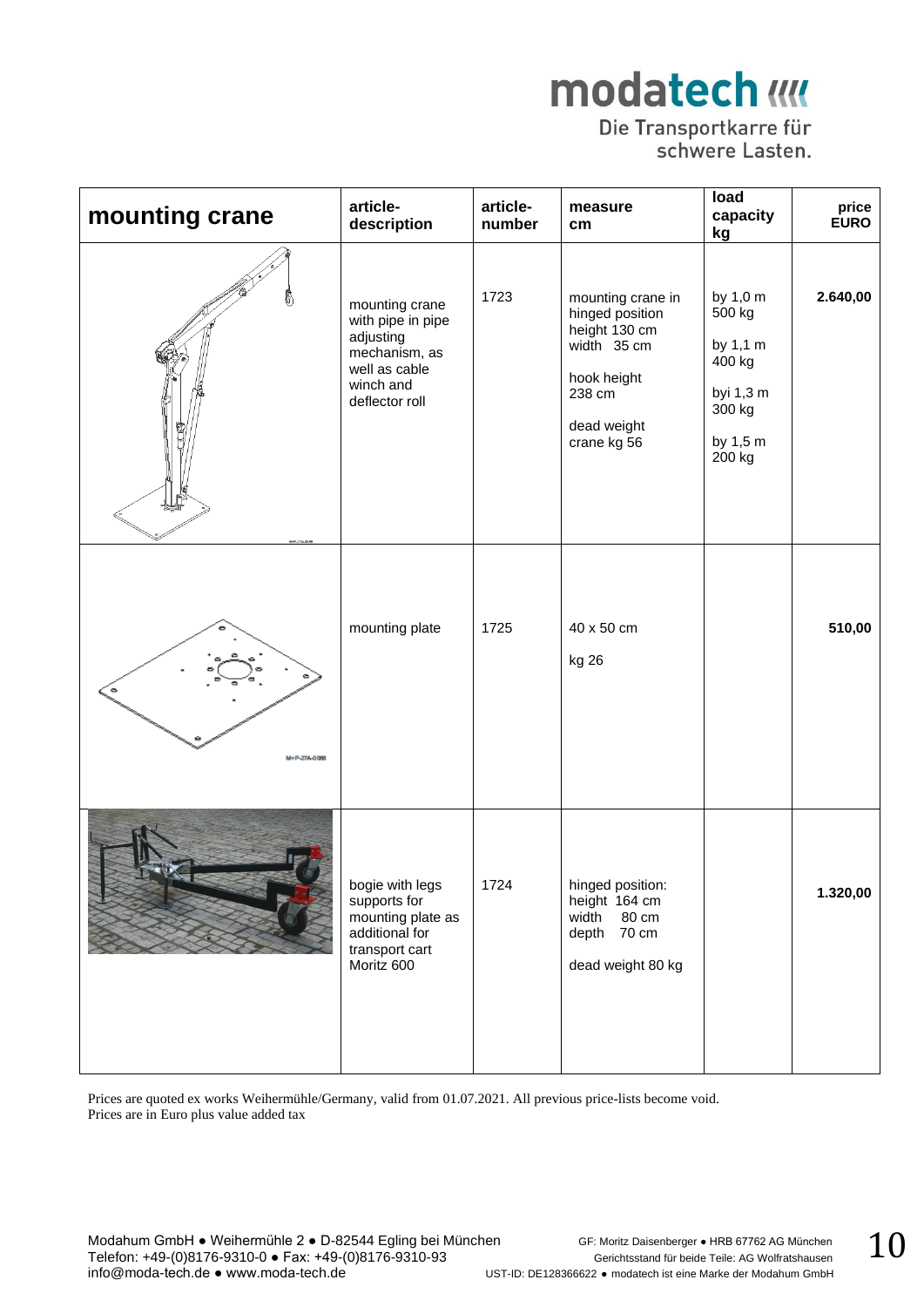modatech

Die Transportkarre für schwere Lasten.

| mounting crane | article-description | article-number | measure cm | load capacity kg | price EURO |
|---|---|---|---|---|---|
| | mounting crane with pipe in pipe adjusting mechanism, as well as cable winch and deflector roll | 1723 | mounting crane in hinged position height 130 cm width 35 cm<br><br>hook height 238 cm<br><br>dead weight crane kg 56 | by 1,0 m 500 kg<br><br>by 1,1 m 400 kg<br><br>byi 1,3 m 300 kg<br><br>by 1,5 m 200 kg | **2.640,00** |
| | mounting plate | 1725 | 40 x 50 cm<br><br>kg 26 | | **510,00** |
| | bogie with legs supports for mounting plate as additional for transport cart Moritz 600 | 1724 | hinged position: height 164 cm width 80 cm depth 70 cm<br><br>dead weight 80 kg | | **1.320,00** |

Prices are quoted ex works Weihermühle/Germany, valid from 01.07.2021. All previous price-lists become void.
Prices are in Euro plus value added tax

Modahum GmbH ● Weihermühle 2 ● D-82544 Egling bei München
Telefon: +49-(0)8176-9310-0 ● Fax: +49-(0)8176-9310-93
info@moda-tech.de ● www.moda-tech.de

GF: Moritz Daisenberger ● HRB 67762 AG München
Gerichtsstand für beide Teile: AG Wolfratshausen
UST-ID: DE128366622 ● modatech ist eine Marke der Modahum GmbH